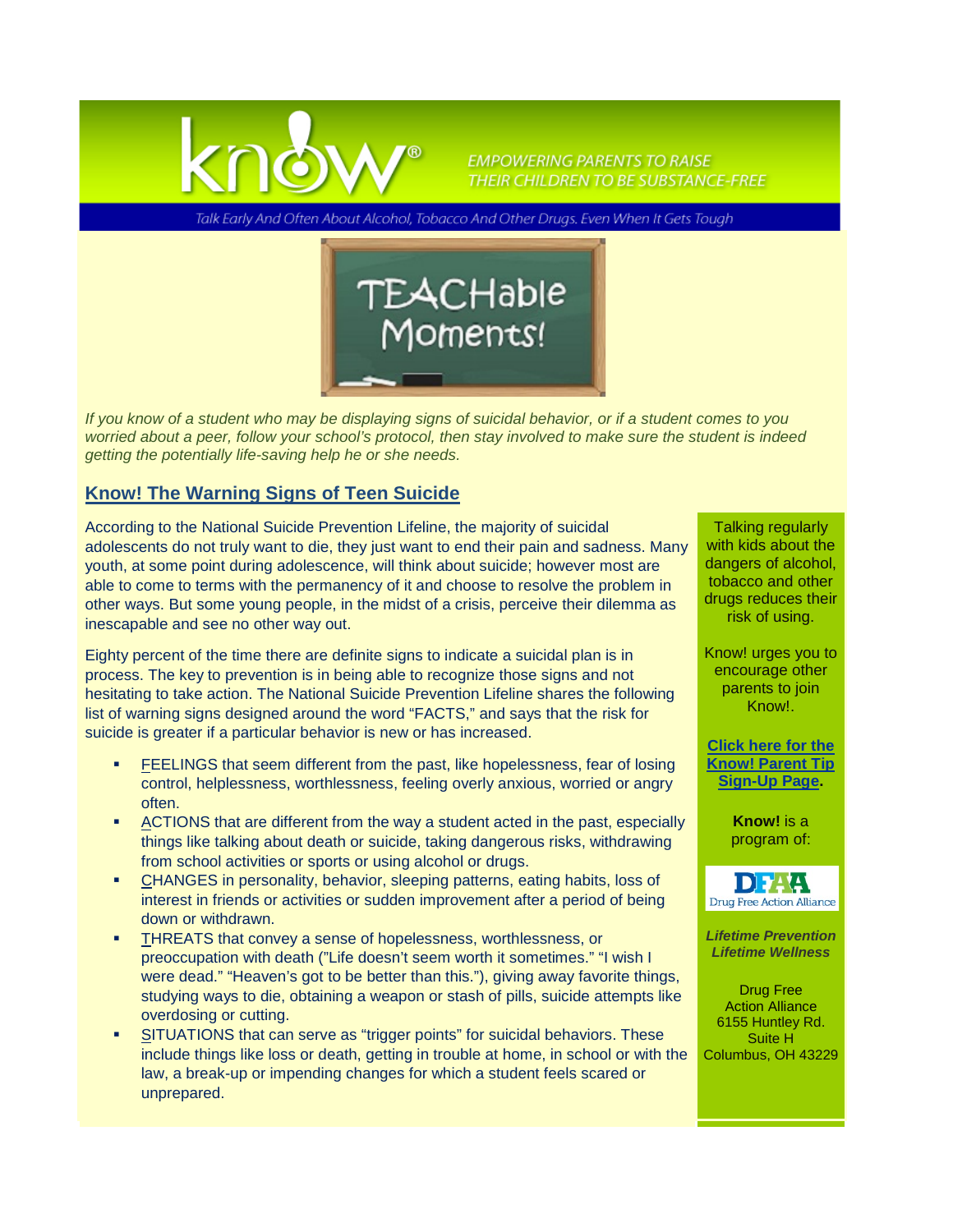know®

EMPOWERING PARENTS TO RAISE THEIR CHILDREN TO BE SUBSTANCE-FREE

Talk Early And Often About Alcohol, Tobacco And Other Drugs. Even When It Gets Tough

TEACHable Moments!

*If you know of a student who may be displaying signs of suicidal behavior, or if a student comes to you worried about a peer, follow your school's protocol, then stay involved to make sure the student is indeed getting the potentially life-saving help he or she needs.*

## Know! The Warning Signs of Teen Suicide

According to the National Suicide Prevention Lifeline, the majority of suicidal adolescents do not truly want to die, they just want to end their pain and sadness. Many youth, at some point during adolescence, will think about suicide; however most are able to come to terms with the permanency of it and choose to resolve the problem in other ways. But some young people, in the midst of a crisis, perceive their dilemma as inescapable and see no other way out.

Eighty percent of the time there are definite signs to indicate a suicidal plan is in process. The key to prevention is in being able to recognize those signs and not hesitating to take action. The National Suicide Prevention Lifeline shares the following list of warning signs designed around the word "FACTS," and says that the risk for suicide is greater if a particular behavior is new or has increased.

- FEELINGS that seem different from the past, like hopelessness, fear of losing control, helplessness, worthlessness, feeling overly anxious, worried or angry often.
- ACTIONS that are different from the way a student acted in the past, especially things like talking about death or suicide, taking dangerous risks, withdrawing from school activities or sports or using alcohol or drugs.
- CHANGES in personality, behavior, sleeping patterns, eating habits, loss of interest in friends or activities or sudden improvement after a period of being down or withdrawn.
- THREATS that convey a sense of hopelessness, worthlessness, or preoccupation with death ("Life doesn't seem worth it sometimes." "I wish I were dead." "Heaven's got to be better than this."), giving away favorite things, studying ways to die, obtaining a weapon or stash of pills, suicide attempts like overdosing or cutting.
- SITUATIONS that can serve as "trigger points" for suicidal behaviors. These include things like loss or death, getting in trouble at home, in school or with the law, a break-up or impending changes for which a student feels scared or unprepared.

Talking regularly with kids about the dangers of alcohol, tobacco and other drugs reduces their risk of using.

Know! urges you to encourage other parents to join Know!.

**Click here for the Know! Parent Tip Sign-Up Page.**

**Know!** is a program of:

DFAA Drug Free Action Alliance

***Lifetime Prevention Lifetime Wellness***

Drug Free Action Alliance
6155 Huntley Rd.
Suite H
Columbus, OH 43229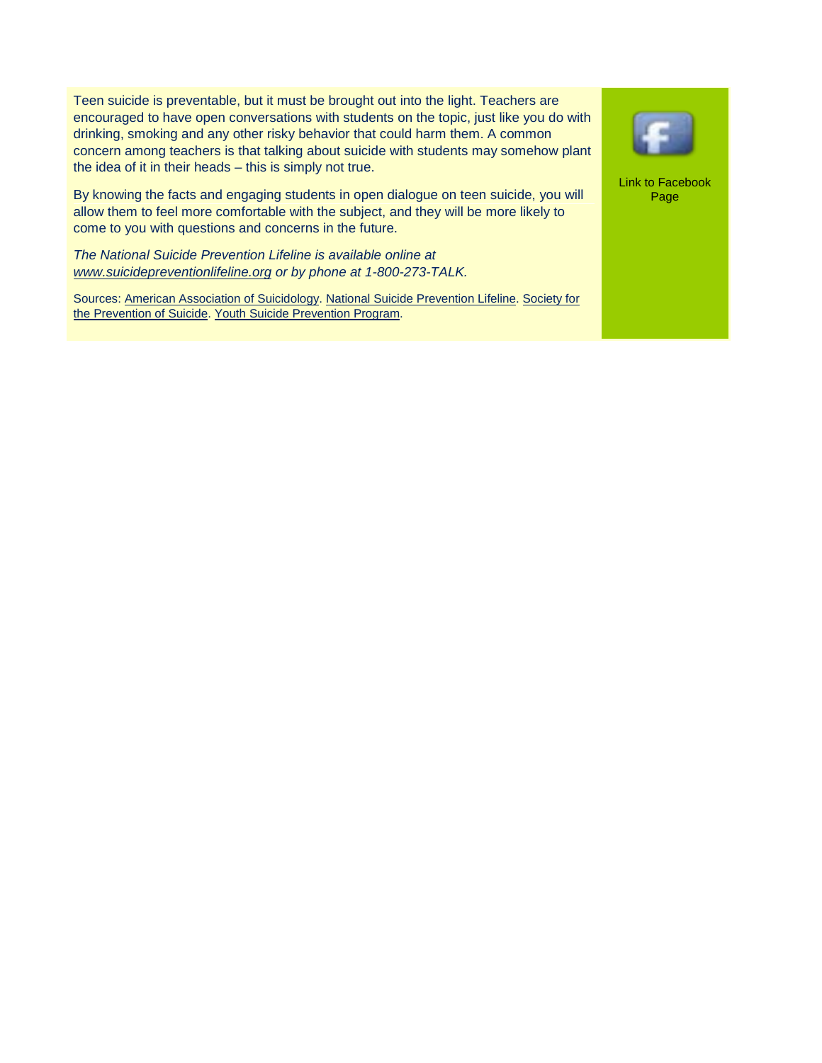Teen suicide is preventable, but it must be brought out into the light. Teachers are encouraged to have open conversations with students on the topic, just like you do with drinking, smoking and any other risky behavior that could harm them. A common concern among teachers is that talking about suicide with students may somehow plant the idea of it in their heads – this is simply not true.

By knowing the facts and engaging students in open dialogue on teen suicide, you will allow them to feel more comfortable with the subject, and they will be more likely to come to you with questions and concerns in the future.

*The National Suicide Prevention Lifeline is available online at www.suicidepreventionlifeline.org or by phone at 1-800-273-TALK.*

Sources: American Association of Suicidology. National Suicide Prevention Lifeline. Society for the Prevention of Suicide. Youth Suicide Prevention Program.

Link to Facebook Page